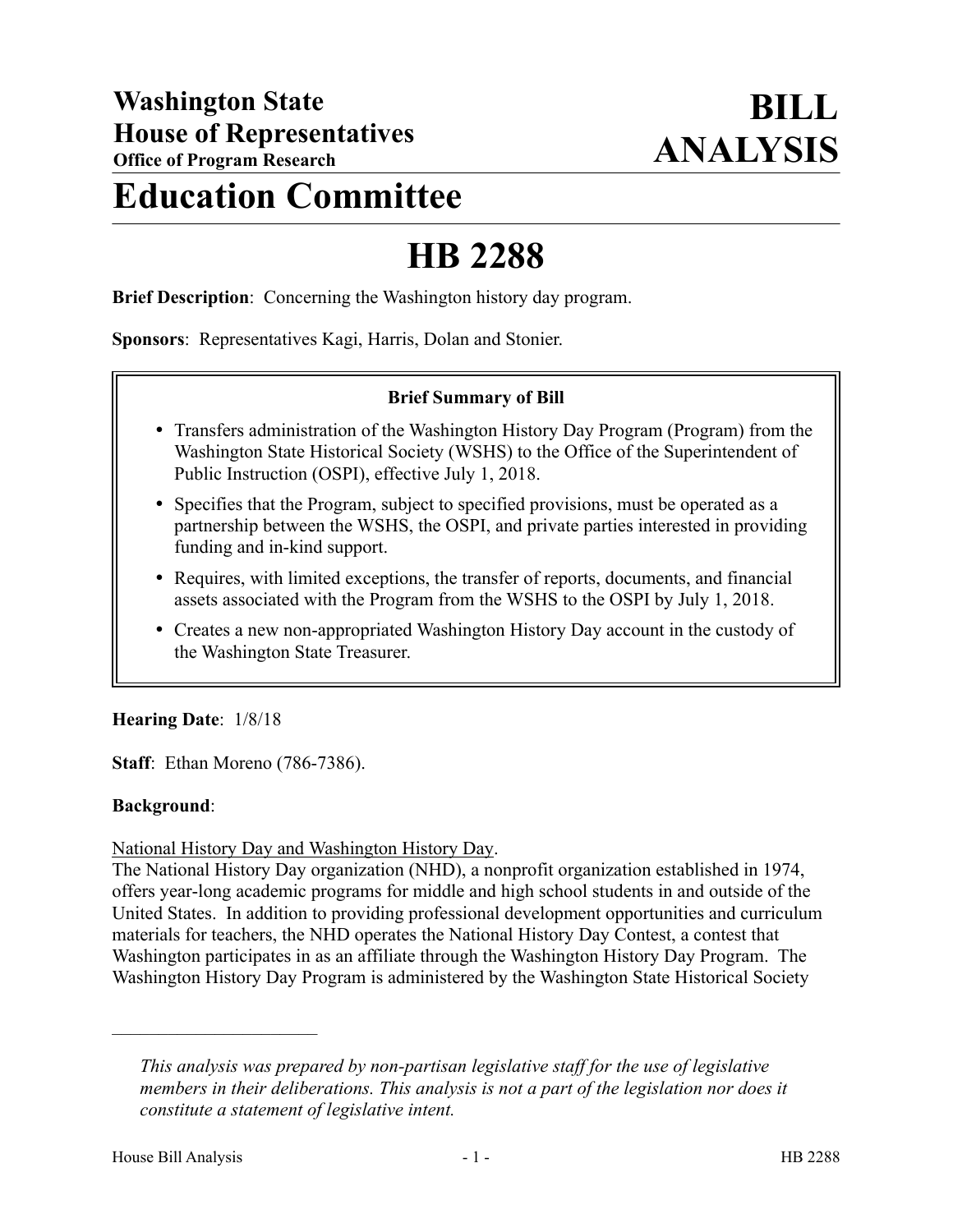**Washington State House of Representatives**
**Office of Program Research**

# BILL ANALYSIS

# Education Committee

# HB 2288

**Brief Description**: Concerning the Washington history day program.

**Sponsors**: Representatives Kagi, Harris, Dolan and Stonier.

**Brief Summary of Bill**

- Transfers administration of the Washington History Day Program (Program) from the Washington State Historical Society (WSHS) to the Office of the Superintendent of Public Instruction (OSPI), effective July 1, 2018.
- Specifies that the Program, subject to specified provisions, must be operated as a partnership between the WSHS, the OSPI, and private parties interested in providing funding and in-kind support.
- Requires, with limited exceptions, the transfer of reports, documents, and financial assets associated with the Program from the WSHS to the OSPI by July 1, 2018.
- Creates a new non-appropriated Washington History Day account in the custody of the Washington State Treasurer.

**Hearing Date**: 1/8/18

**Staff**: Ethan Moreno (786-7386).

**Background**:

National History Day and Washington History Day.

The National History Day organization (NHD), a nonprofit organization established in 1974, offers year-long academic programs for middle and high school students in and outside of the United States. In addition to providing professional development opportunities and curriculum materials for teachers, the NHD operates the National History Day Contest, a contest that Washington participates in as an affiliate through the Washington History Day Program. The Washington History Day Program is administered by the Washington State Historical Society

---

*This analysis was prepared by non-partisan legislative staff for the use of legislative members in their deliberations. This analysis is not a part of the legislation nor does it constitute a statement of legislative intent.*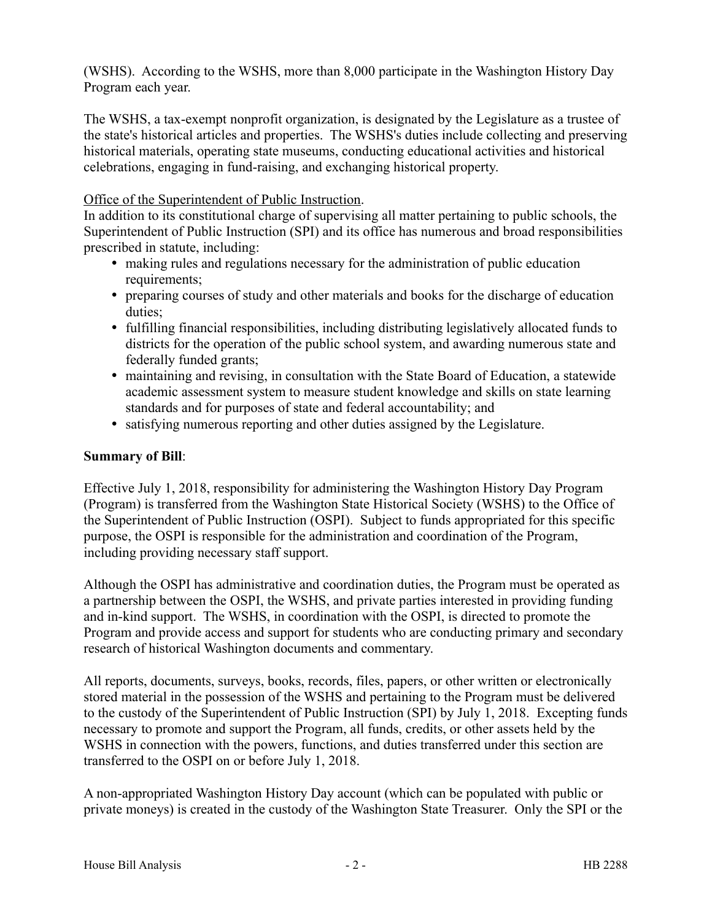(WSHS). According to the WSHS, more than 8,000 participate in the Washington History Day Program each year.

The WSHS, a tax-exempt nonprofit organization, is designated by the Legislature as a trustee of the state's historical articles and properties. The WSHS's duties include collecting and preserving historical materials, operating state museums, conducting educational activities and historical celebrations, engaging in fund-raising, and exchanging historical property.

Office of the Superintendent of Public Instruction.
In addition to its constitutional charge of supervising all matter pertaining to public schools, the Superintendent of Public Instruction (SPI) and its office has numerous and broad responsibilities prescribed in statute, including:

- making rules and regulations necessary for the administration of public education requirements;
- preparing courses of study and other materials and books for the discharge of education duties;
- fulfilling financial responsibilities, including distributing legislatively allocated funds to districts for the operation of the public school system, and awarding numerous state and federally funded grants;
- maintaining and revising, in consultation with the State Board of Education, a statewide academic assessment system to measure student knowledge and skills on state learning standards and for purposes of state and federal accountability; and
- satisfying numerous reporting and other duties assigned by the Legislature.

**Summary of Bill**:

Effective July 1, 2018, responsibility for administering the Washington History Day Program (Program) is transferred from the Washington State Historical Society (WSHS) to the Office of the Superintendent of Public Instruction (OSPI). Subject to funds appropriated for this specific purpose, the OSPI is responsible for the administration and coordination of the Program, including providing necessary staff support.

Although the OSPI has administrative and coordination duties, the Program must be operated as a partnership between the OSPI, the WSHS, and private parties interested in providing funding and in-kind support. The WSHS, in coordination with the OSPI, is directed to promote the Program and provide access and support for students who are conducting primary and secondary research of historical Washington documents and commentary.

All reports, documents, surveys, books, records, files, papers, or other written or electronically stored material in the possession of the WSHS and pertaining to the Program must be delivered to the custody of the Superintendent of Public Instruction (SPI) by July 1, 2018. Excepting funds necessary to promote and support the Program, all funds, credits, or other assets held by the WSHS in connection with the powers, functions, and duties transferred under this section are transferred to the OSPI on or before July 1, 2018.

A non-appropriated Washington History Day account (which can be populated with public or private moneys) is created in the custody of the Washington State Treasurer. Only the SPI or the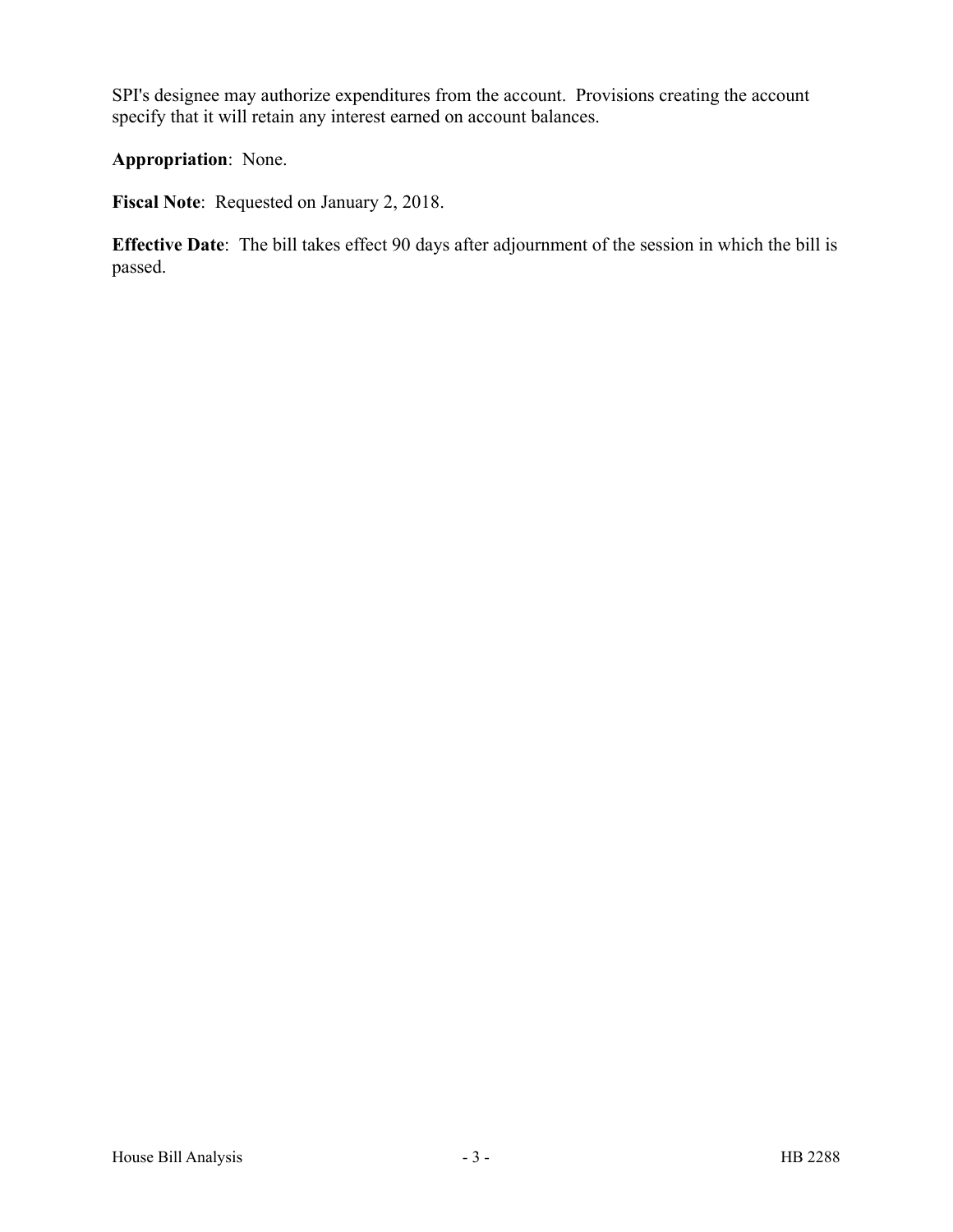SPI's designee may authorize expenditures from the account. Provisions creating the account specify that it will retain any interest earned on account balances.

**Appropriation**: None.

**Fiscal Note**: Requested on January 2, 2018.

**Effective Date**: The bill takes effect 90 days after adjournment of the session in which the bill is passed.